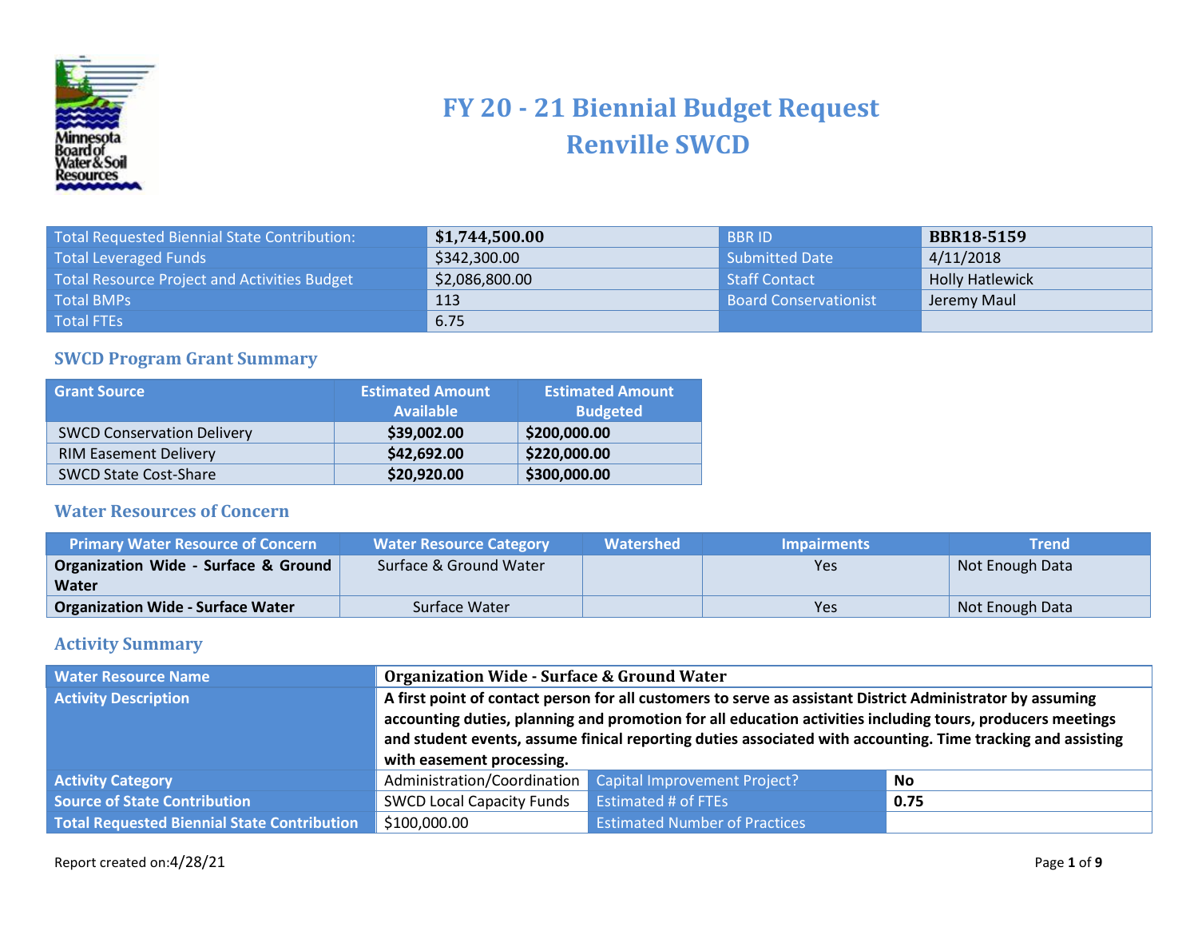# FY 20 - 21 Biennial Budget Request
# Renville SWCD

| Total Requested Biennial State Contribution: | **$1,744,500.00** | BBR ID | **BBR18-5159** |
|---|---|---|---|
| Total Leveraged Funds | $342,300.00 | Submitted Date | 4/11/2018 |
| Total Resource Project and Activities Budget | $2,086,800.00 | Staff Contact | Holly Hatlewick |
| Total BMPs | 113 | Board Conservationist | Jeremy Maul |
| Total FTEs | 6.75 | | |

## SWCD Program Grant Summary

| Grant Source | Estimated Amount Available | Estimated Amount Budgeted |
|---|---|---|
| SWCD Conservation Delivery | **$39,002.00** | **$200,000.00** |
| RIM Easement Delivery | **$42,692.00** | **$220,000.00** |
| SWCD State Cost-Share | **$20,920.00** | **$300,000.00** |

## Water Resources of Concern

| Primary Water Resource of Concern | Water Resource Category | Watershed | Impairments | Trend |
|---|---|---|---|---|
| **Organization Wide - Surface & Ground Water** | Surface & Ground Water | | Yes | Not Enough Data |
| **Organization Wide - Surface Water** | Surface Water | | Yes | Not Enough Data |

## Activity Summary

| Water Resource Name | **Organization Wide - Surface & Ground Water** | | |
|---|---|---|---|
| Activity Description | **A first point of contact person for all customers to serve as assistant District Administrator by assuming accounting duties, planning and promotion for all education activities including tours, producers meetings and student events, assume finical reporting duties associated with accounting. Time tracking and assisting with easement processing.** | | |
| Activity Category | Administration/Coordination | Capital Improvement Project? | **No** |
| Source of State Contribution | SWCD Local Capacity Funds | Estimated # of FTEs | **0.75** |
| Total Requested Biennial State Contribution | $100,000.00 | Estimated Number of Practices | |

Report created on:4/28/21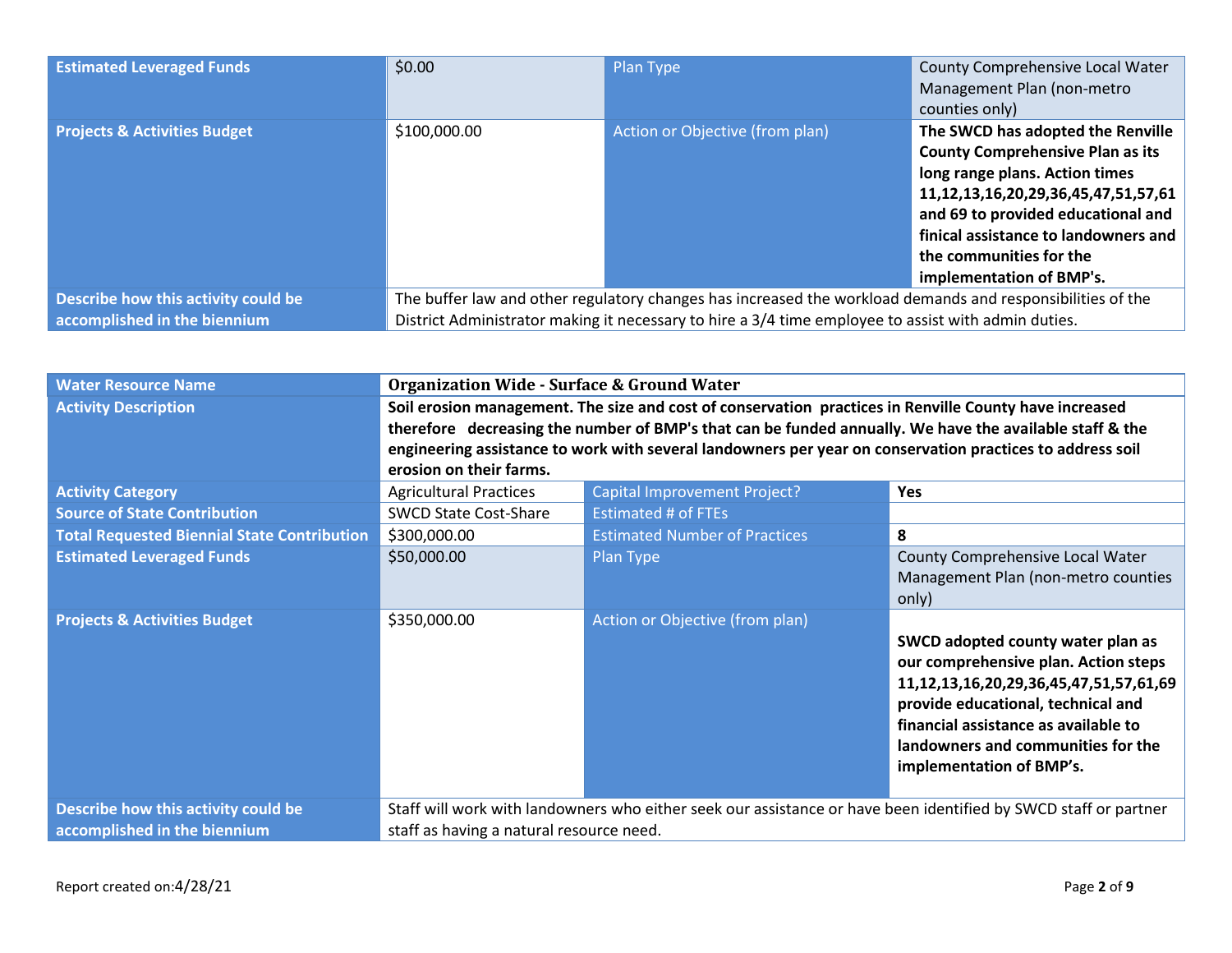| | | | |
|---|---|---|---|
| **Estimated Leveraged Funds** | $0.00 | Plan Type | County Comprehensive Local Water Management Plan (non-metro counties only) |
| **Projects & Activities Budget** | $100,000.00 | Action or Objective (from plan) | **The SWCD has adopted the Renville County Comprehensive Plan as its long range plans. Action times 11,12,13,16,20,29,36,45,47,51,57,61 and 69 to provided educational and finical assistance to landowners and the communities for the implementation of BMP's.** |
| **Describe how this activity could be accomplished in the biennium** | The buffer law and other regulatory changes has increased the workload demands and responsibilities of the District Administrator making it necessary to hire a 3/4 time employee to assist with admin duties. | | |

| | | | |
|---|---|---|---|
| **Water Resource Name** | **Organization Wide - Surface & Ground Water** | | |
| **Activity Description** | **Soil erosion management. The size and cost of conservation practices in Renville County have increased therefore decreasing the number of BMP's that can be funded annually. We have the available staff & the engineering assistance to work with several landowners per year on conservation practices to address soil erosion on their farms.** | | |
| **Activity Category** | Agricultural Practices | Capital Improvement Project? | **Yes** |
| **Source of State Contribution** | SWCD State Cost-Share | Estimated # of FTEs | |
| **Total Requested Biennial State Contribution** | $300,000.00 | Estimated Number of Practices | **8** |
| **Estimated Leveraged Funds** | $50,000.00 | Plan Type | County Comprehensive Local Water Management Plan (non-metro counties only) |
| **Projects & Activities Budget** | $350,000.00 | Action or Objective (from plan) | **SWCD adopted county water plan as our comprehensive plan. Action steps 11,12,13,16,20,29,36,45,47,51,57,61,69 provide educational, technical and financial assistance as available to landowners and communities for the implementation of BMP's.** |
| **Describe how this activity could be accomplished in the biennium** | Staff will work with landowners who either seek our assistance or have been identified by SWCD staff or partner staff as having a natural resource need. | | |

Report created on:4/28/21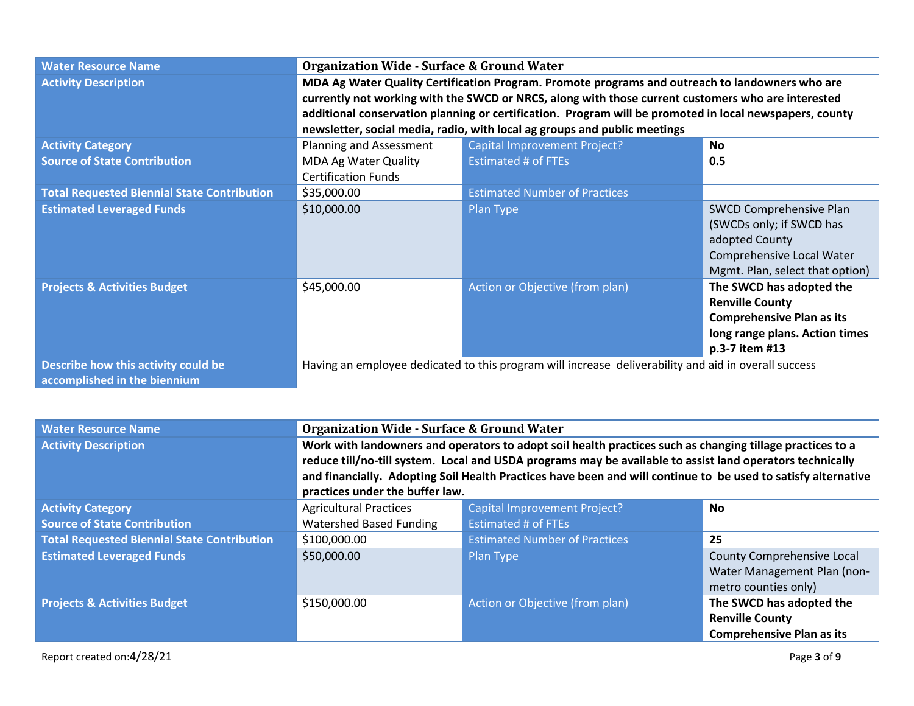| Water Resource Name | Organization Wide - Surface & Ground Water | | |
|---|---|---|---|
| Activity Description | **MDA Ag Water Quality Certification Program. Promote programs and outreach to landowners who are currently not working with the SWCD or NRCS, along with those current customers who are interested additional conservation planning or certification. Program will be promoted in local newspapers, county newsletter, social media, radio, with local ag groups and public meetings** | | |
| Activity Category | Planning and Assessment | Capital Improvement Project? | **No** |
| Source of State Contribution | MDA Ag Water Quality Certification Funds | Estimated # of FTEs | **0.5** |
| Total Requested Biennial State Contribution | $35,000.00 | Estimated Number of Practices | |
| Estimated Leveraged Funds | $10,000.00 | Plan Type | SWCD Comprehensive Plan (SWCDs only; if SWCD has adopted County Comprehensive Local Water Mgmt. Plan, select that option) |
| Projects & Activities Budget | $45,000.00 | Action or Objective (from plan) | **The SWCD has adopted the Renville County Comprehensive Plan as its long range plans. Action times p.3-7 item #13** |
| Describe how this activity could be accomplished in the biennium | Having an employee dedicated to this program will increase deliverability and aid in overall success | | |

| Water Resource Name | Organization Wide - Surface & Ground Water | | |
|---|---|---|---|
| Activity Description | **Work with landowners and operators to adopt soil health practices such as changing tillage practices to a reduce till/no-till system. Local and USDA programs may be available to assist land operators technically and financially. Adopting Soil Health Practices have been and will continue to be used to satisfy alternative practices under the buffer law.** | | |
| Activity Category | Agricultural Practices | Capital Improvement Project? | **No** |
| Source of State Contribution | Watershed Based Funding | Estimated # of FTEs | |
| Total Requested Biennial State Contribution | $100,000.00 | Estimated Number of Practices | **25** |
| Estimated Leveraged Funds | $50,000.00 | Plan Type | County Comprehensive Local Water Management Plan (non-metro counties only) |
| Projects & Activities Budget | $150,000.00 | Action or Objective (from plan) | **The SWCD has adopted the Renville County Comprehensive Plan as its** |

Report created on:4/28/21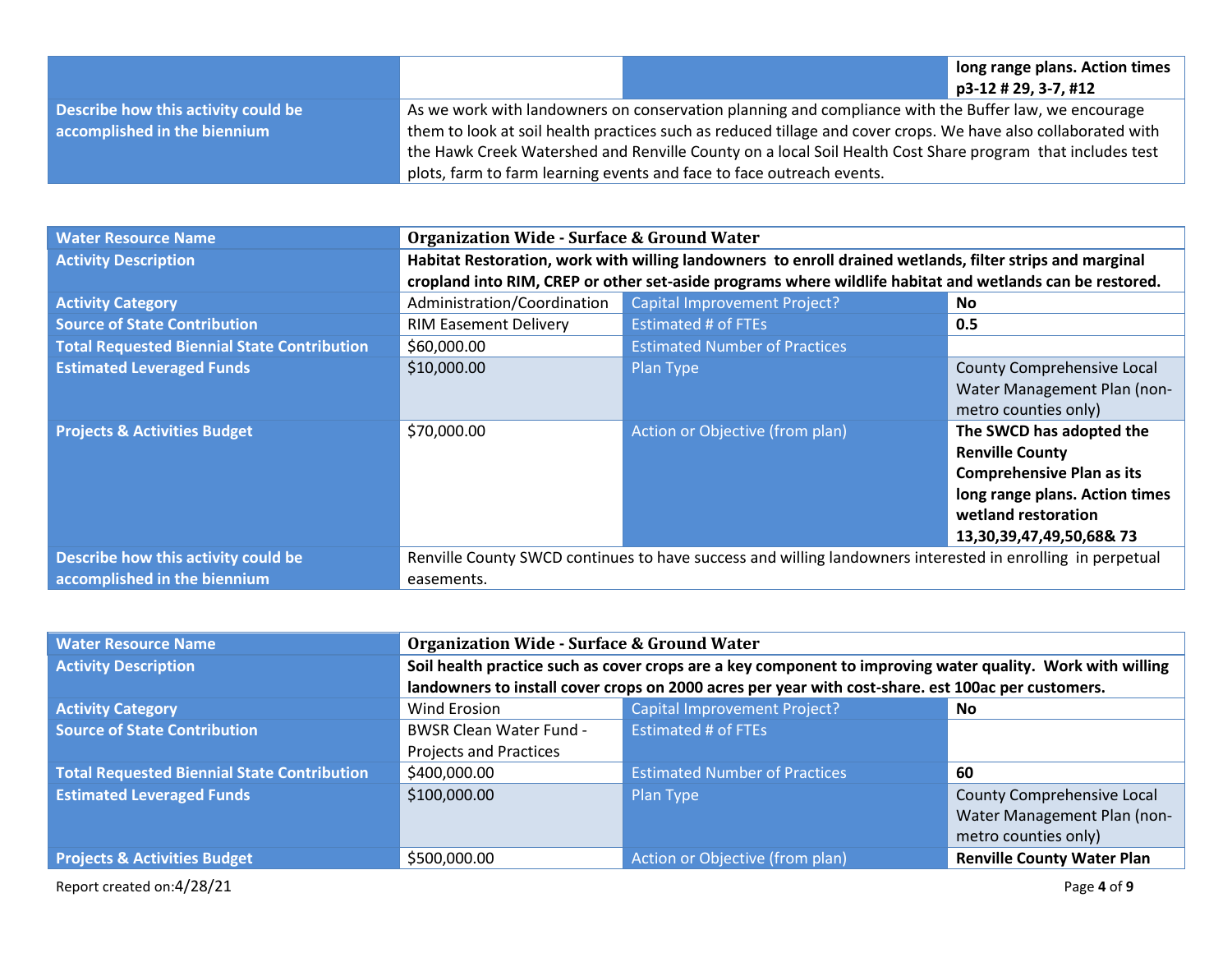| | | | long range plans. Action times p3-12 # 29, 3-7, #12 |
|---|---|---|---|
| **Describe how this activity could be accomplished in the biennium** | As we work with landowners on conservation planning and compliance with the Buffer law, we encourage them to look at soil health practices such as reduced tillage and cover crops. We have also collaborated with the Hawk Creek Watershed and Renville County on a local Soil Health Cost Share program that includes test plots, farm to farm learning events and face to face outreach events. | | |

| **Water Resource Name** | **Organization Wide - Surface & Ground Water** | | |
|---|---|---|---|
| **Activity Description** | **Habitat Restoration, work with willing landowners to enroll drained wetlands, filter strips and marginal cropland into RIM, CREP or other set-aside programs where wildlife habitat and wetlands can be restored.** | | |
| **Activity Category** | Administration/Coordination | Capital Improvement Project? | **No** |
| **Source of State Contribution** | RIM Easement Delivery | Estimated # of FTEs | **0.5** |
| **Total Requested Biennial State Contribution** | $60,000.00 | Estimated Number of Practices | |
| **Estimated Leveraged Funds** | $10,000.00 | Plan Type | County Comprehensive Local Water Management Plan (non-metro counties only) |
| **Projects & Activities Budget** | $70,000.00 | Action or Objective (from plan) | **The SWCD has adopted the Renville County Comprehensive Plan as its long range plans. Action times wetland restoration 13,30,39,47,49,50,68& 73** |
| **Describe how this activity could be accomplished in the biennium** | Renville County SWCD continues to have success and willing landowners interested in enrolling in perpetual easements. | | |

| **Water Resource Name** | **Organization Wide - Surface & Ground Water** | | |
|---|---|---|---|
| **Activity Description** | **Soil health practice such as cover crops are a key component to improving water quality. Work with willing landowners to install cover crops on 2000 acres per year with cost-share. est 100ac per customers.** | | |
| **Activity Category** | Wind Erosion | Capital Improvement Project? | **No** |
| **Source of State Contribution** | BWSR Clean Water Fund - Projects and Practices | Estimated # of FTEs | |
| **Total Requested Biennial State Contribution** | $400,000.00 | Estimated Number of Practices | **60** |
| **Estimated Leveraged Funds** | $100,000.00 | Plan Type | County Comprehensive Local Water Management Plan (non-metro counties only) |
| **Projects & Activities Budget** | $500,000.00 | Action or Objective (from plan) | **Renville County Water Plan** |

Report created on:4/28/21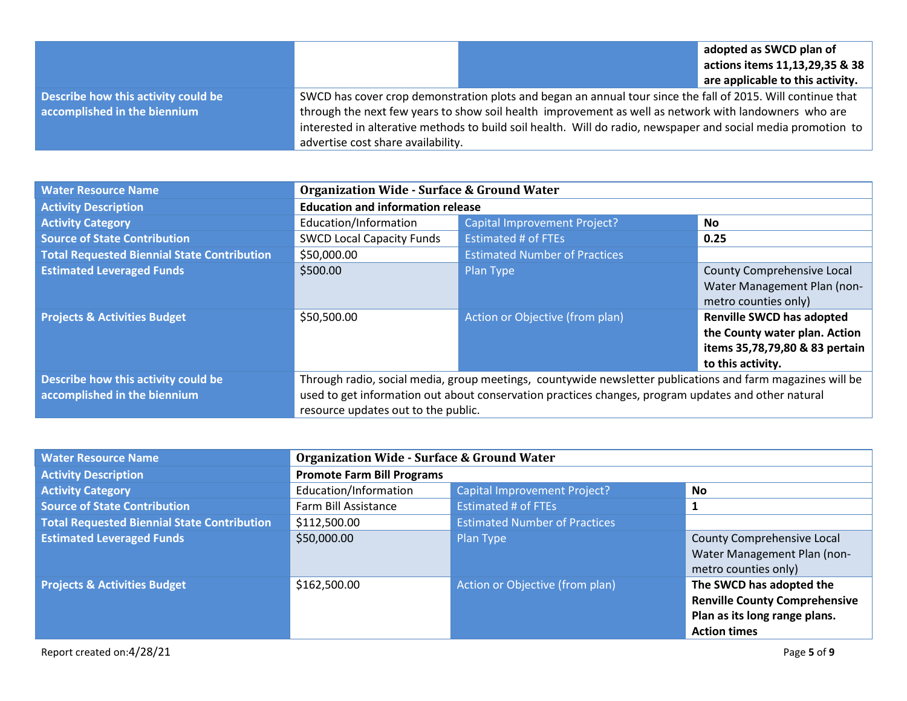| | | | |
|---|---|---|---|
| | | | **adopted as SWCD plan of actions items 11,13,29,35 & 38 are applicable to this activity.** |
| Describe how this activity could be accomplished in the biennium | SWCD has cover crop demonstration plots and began an annual tour since the fall of 2015. Will continue that through the next few years to show soil health improvement as well as network with landowners who are interested in alterative methods to build soil health. Will do radio, newspaper and social media promotion to advertise cost share availability. | | |

| Water Resource Name | **Organization Wide - Surface & Ground Water** | | |
|---|---|---|---|
| Activity Description | **Education and information release** | | |
| Activity Category | Education/Information | Capital Improvement Project? | **No** |
| Source of State Contribution | SWCD Local Capacity Funds | Estimated # of FTEs | **0.25** |
| Total Requested Biennial State Contribution | $50,000.00 | Estimated Number of Practices | |
| Estimated Leveraged Funds | $500.00 | Plan Type | County Comprehensive Local Water Management Plan (non-metro counties only) |
| Projects & Activities Budget | $50,500.00 | Action or Objective (from plan) | **Renville SWCD has adopted the County water plan. Action items 35,78,79,80 & 83 pertain to this activity.** |
| Describe how this activity could be accomplished in the biennium | Through radio, social media, group meetings, countywide newsletter publications and farm magazines will be used to get information out about conservation practices changes, program updates and other natural resource updates out to the public. | | |

| Water Resource Name | **Organization Wide - Surface & Ground Water** | | |
|---|---|---|---|
| Activity Description | **Promote Farm Bill Programs** | | |
| Activity Category | Education/Information | Capital Improvement Project? | **No** |
| Source of State Contribution | Farm Bill Assistance | Estimated # of FTEs | **1** |
| Total Requested Biennial State Contribution | $112,500.00 | Estimated Number of Practices | |
| Estimated Leveraged Funds | $50,000.00 | Plan Type | County Comprehensive Local Water Management Plan (non-metro counties only) |
| Projects & Activities Budget | $162,500.00 | Action or Objective (from plan) | **The SWCD has adopted the Renville County Comprehensive Plan as its long range plans. Action times** |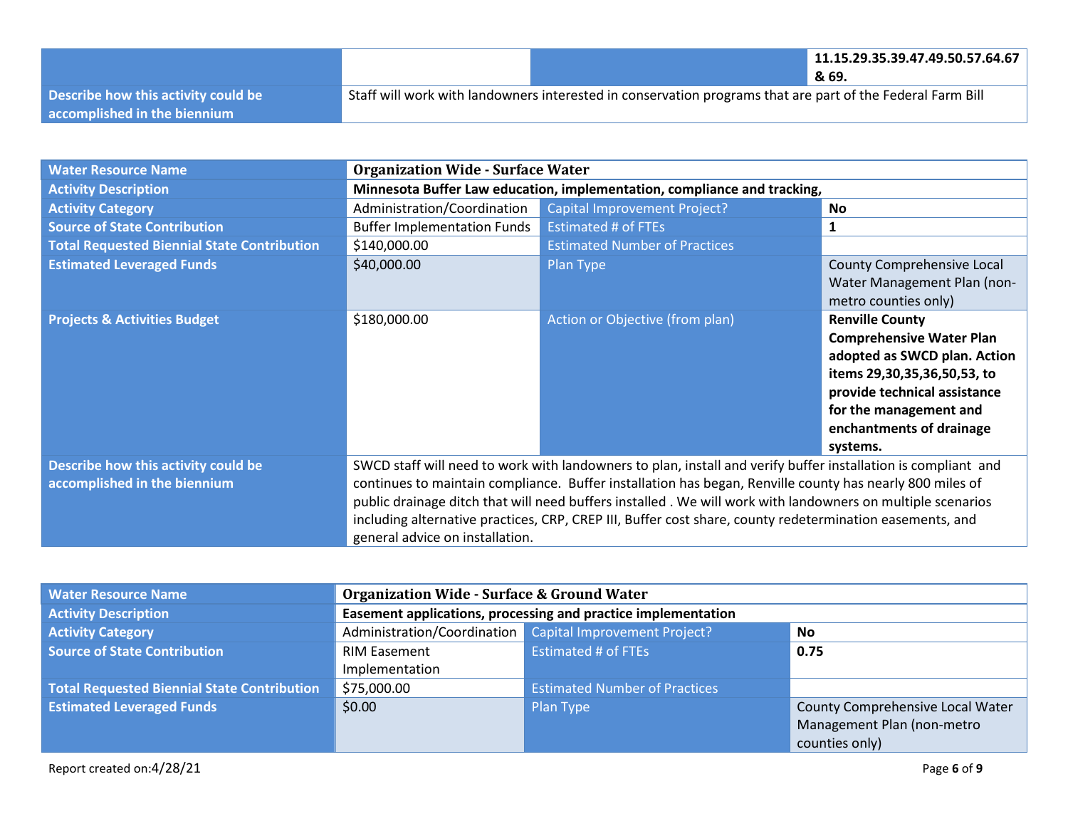| | | | |
|---|---|---|---|
| | | | **11.15.29.35.39.47.49.50.57.64.67 & 69.** |
| **Describe how this activity could be accomplished in the biennium** | Staff will work with landowners interested in conservation programs that are part of the Federal Farm Bill | | |

| **Water Resource Name** | **Organization Wide - Surface Water** | | |
|---|---|---|---|
| **Activity Description** | **Minnesota Buffer Law education, implementation, compliance and tracking,** | | |
| **Activity Category** | Administration/Coordination | Capital Improvement Project? | **No** |
| **Source of State Contribution** | Buffer Implementation Funds | Estimated # of FTEs | **1** |
| **Total Requested Biennial State Contribution** | $140,000.00 | Estimated Number of Practices | |
| **Estimated Leveraged Funds** | $40,000.00 | Plan Type | County Comprehensive Local Water Management Plan (non-metro counties only) |
| **Projects & Activities Budget** | $180,000.00 | Action or Objective (from plan) | **Renville County Comprehensive Water Plan adopted as SWCD plan. Action items 29,30,35,36,50,53, to provide technical assistance for the management and enchantments of drainage systems.** |
| **Describe how this activity could be accomplished in the biennium** | SWCD staff will need to work with landowners to plan, install and verify buffer installation is compliant and continues to maintain compliance. Buffer installation has began, Renville county has nearly 800 miles of public drainage ditch that will need buffers installed . We will work with landowners on multiple scenarios including alternative practices, CRP, CREP III, Buffer cost share, county redetermination easements, and general advice on installation. | | |

| **Water Resource Name** | **Organization Wide - Surface & Ground Water** | | |
|---|---|---|---|
| **Activity Description** | **Easement applications, processing and practice implementation** | | |
| **Activity Category** | Administration/Coordination | Capital Improvement Project? | **No** |
| **Source of State Contribution** | RIM Easement Implementation | Estimated # of FTEs | **0.75** |
| **Total Requested Biennial State Contribution** | $75,000.00 | Estimated Number of Practices | |
| **Estimated Leveraged Funds** | $0.00 | Plan Type | County Comprehensive Local Water Management Plan (non-metro counties only) |

Report created on:4/28/21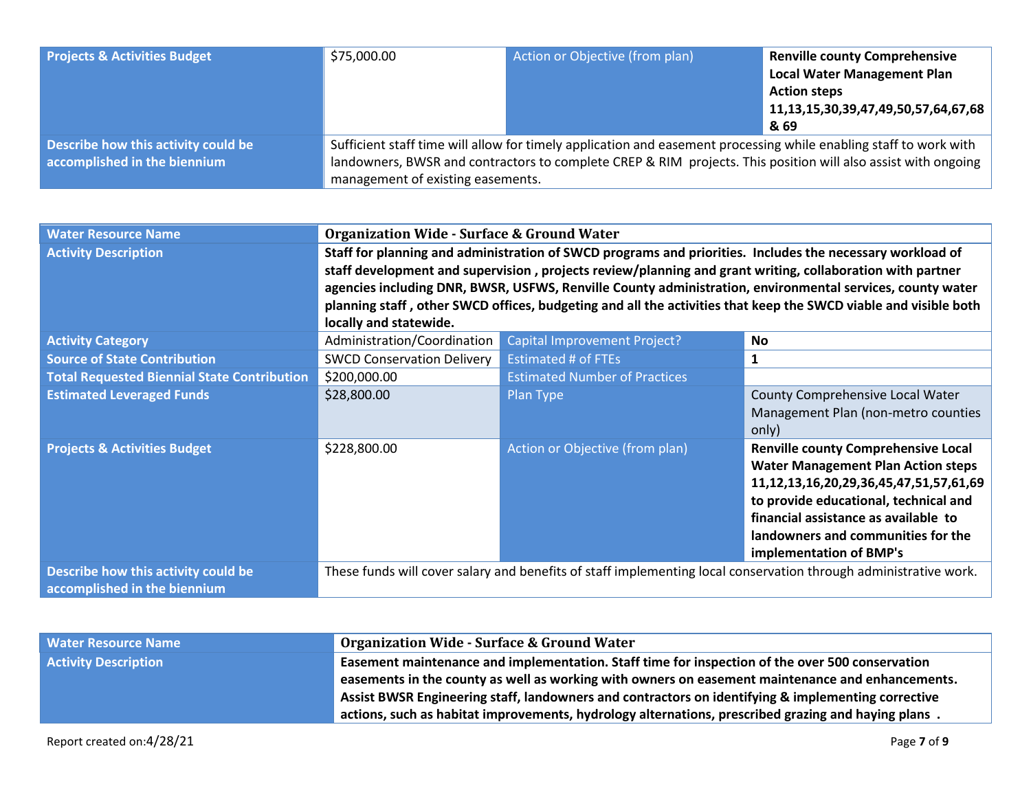| Projects & Activities Budget | $75,000.00 | Action or Objective (from plan) | **Renville county Comprehensive Local Water Management Plan Action steps 11,13,15,30,39,47,49,50,57,64,67,68 & 69** |
|---|---|---|---|
| Describe how this activity could be accomplished in the biennium | Sufficient staff time will allow for timely application and easement processing while enabling staff to work with landowners, BWSR and contractors to complete CREP & RIM projects. This position will also assist with ongoing management of existing easements. | | |

| Water Resource Name | **Organization Wide - Surface & Ground Water** | | |
|---|---|---|---|
| Activity Description | **Staff for planning and administration of SWCD programs and priorities. Includes the necessary workload of staff development and supervision , projects review/planning and grant writing, collaboration with partner agencies including DNR, BWSR, USFWS, Renville County administration, environmental services, county water planning staff , other SWCD offices, budgeting and all the activities that keep the SWCD viable and visible both locally and statewide.** | | |
| Activity Category | Administration/Coordination | Capital Improvement Project? | **No** |
| Source of State Contribution | SWCD Conservation Delivery | Estimated # of FTEs | **1** |
| Total Requested Biennial State Contribution | $200,000.00 | Estimated Number of Practices | |
| Estimated Leveraged Funds | $28,800.00 | Plan Type | County Comprehensive Local Water Management Plan (non-metro counties only) |
| Projects & Activities Budget | $228,800.00 | Action or Objective (from plan) | **Renville county Comprehensive Local Water Management Plan Action steps 11,12,13,16,20,29,36,45,47,51,57,61,69 to provide educational, technical and financial assistance as available to landowners and communities for the implementation of BMP's** |
| Describe how this activity could be accomplished in the biennium | These funds will cover salary and benefits of staff implementing local conservation through administrative work. | | |

| Water Resource Name | **Organization Wide - Surface & Ground Water** |
|---|---|
| Activity Description | **Easement maintenance and implementation. Staff time for inspection of the over 500 conservation easements in the county as well as working with owners on easement maintenance and enhancements. Assist BWSR Engineering staff, landowners and contractors on identifying & implementing corrective actions, such as habitat improvements, hydrology alternations, prescribed grazing and haying plans .** |

Report created on:4/28/21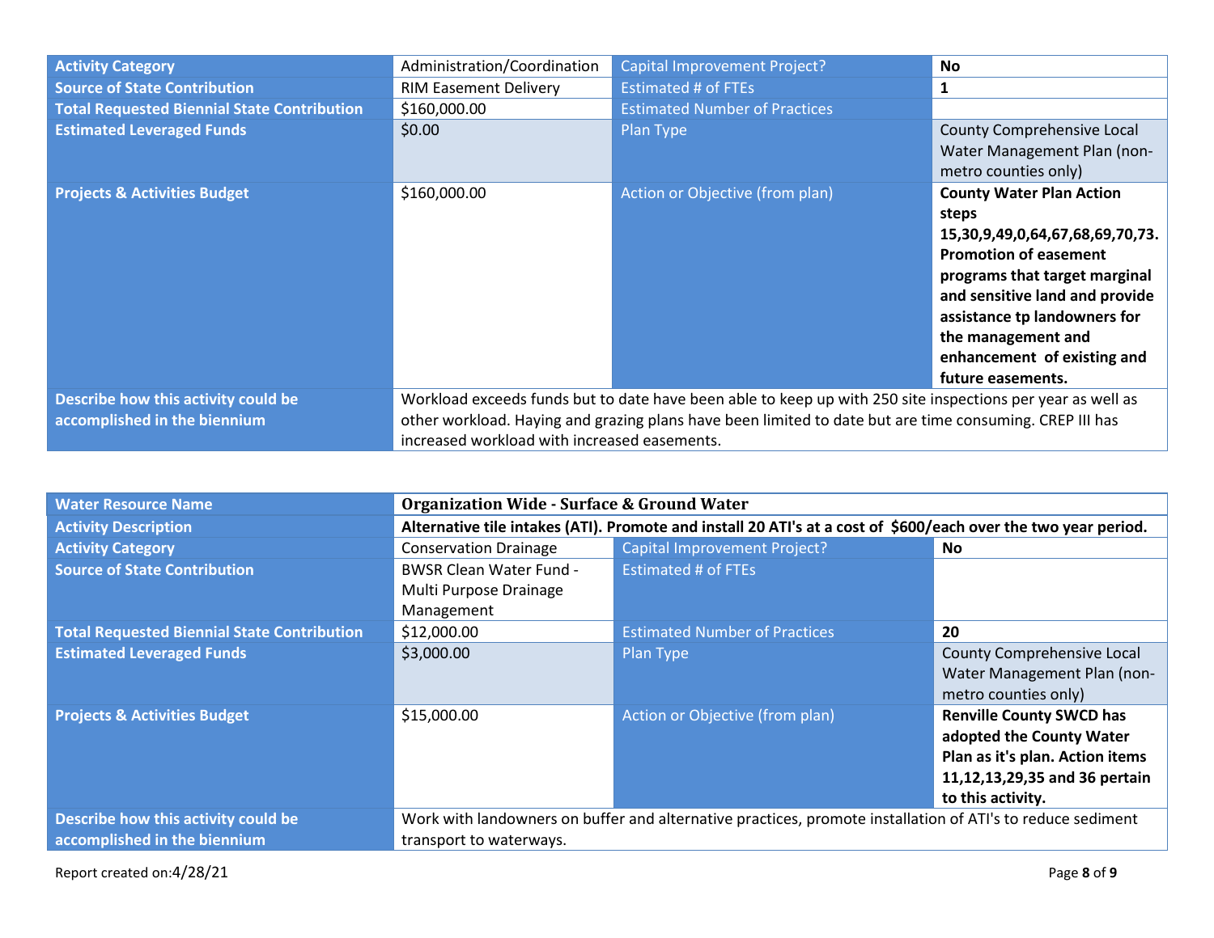| | | | |
|---|---|---|---|
| **Activity Category** | Administration/Coordination | Capital Improvement Project? | **No** |
| **Source of State Contribution** | RIM Easement Delivery | Estimated # of FTEs | **1** |
| **Total Requested Biennial State Contribution** | $160,000.00 | Estimated Number of Practices | |
| **Estimated Leveraged Funds** | $0.00 | Plan Type | County Comprehensive Local Water Management Plan (non-metro counties only) |
| **Projects & Activities Budget** | $160,000.00 | Action or Objective (from plan) | **County Water Plan Action steps 15,30,9,49,0,64,67,68,69,70,73. Promotion of easement programs that target marginal and sensitive land and provide assistance tp landowners for the management and enhancement of existing and future easements.** |
| **Describe how this activity could be accomplished in the biennium** | Workload exceeds funds but to date have been able to keep up with 250 site inspections per year as well as other workload. Haying and grazing plans have been limited to date but are time consuming. CREP III has increased workload with increased easements. | | |

| | | | |
|---|---|---|---|
| **Water Resource Name** | **Organization Wide - Surface & Ground Water** | | |
| **Activity Description** | **Alternative tile intakes (ATI). Promote and install 20 ATI's at a cost of $600/each over the two year period.** | | |
| **Activity Category** | Conservation Drainage | Capital Improvement Project? | **No** |
| **Source of State Contribution** | BWSR Clean Water Fund - Multi Purpose Drainage Management | Estimated # of FTEs | |
| **Total Requested Biennial State Contribution** | $12,000.00 | Estimated Number of Practices | **20** |
| **Estimated Leveraged Funds** | $3,000.00 | Plan Type | County Comprehensive Local Water Management Plan (non-metro counties only) |
| **Projects & Activities Budget** | $15,000.00 | Action or Objective (from plan) | **Renville County SWCD has adopted the County Water Plan as it's plan. Action items 11,12,13,29,35 and 36 pertain to this activity.** |
| **Describe how this activity could be accomplished in the biennium** | Work with landowners on buffer and alternative practices, promote installation of ATI's to reduce sediment transport to waterways. | | |

Report created on:4/28/21